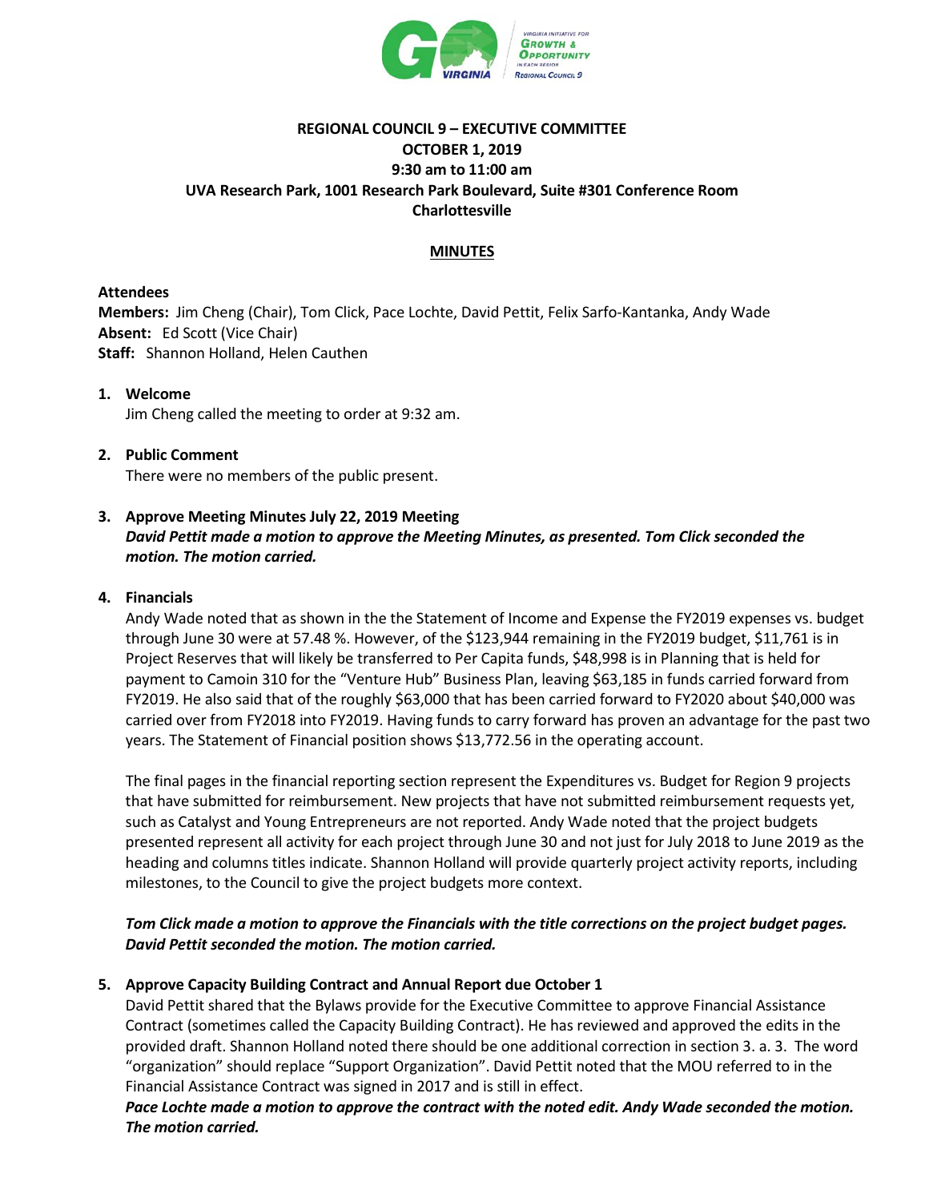**REGIONAL COUNCIL 9 – EXECUTIVE COMMITTEE**
**OCTOBER 1, 2019**
**9:30 am to 11:00 am**
**UVA Research Park, 1001 Research Park Boulevard, Suite #301 Conference Room**
**Charlottesville**

## MINUTES

**Attendees**
**Members:** Jim Cheng (Chair), Tom Click, Pace Lochte, David Pettit, Felix Sarfo-Kantanka, Andy Wade
**Absent:** Ed Scott (Vice Chair)
**Staff:** Shannon Holland, Helen Cauthen

1. **Welcome**
   Jim Cheng called the meeting to order at 9:32 am.

2. **Public Comment**
   There were no members of the public present.

3. **Approve Meeting Minutes July 22, 2019 Meeting**
   ***David Pettit made a motion to approve the Meeting Minutes, as presented. Tom Click seconded the motion. The motion carried.***

4. **Financials**
   Andy Wade noted that as shown in the the Statement of Income and Expense the FY2019 expenses vs. budget through June 30 were at 57.48 %. However, of the $123,944 remaining in the FY2019 budget, $11,761 is in Project Reserves that will likely be transferred to Per Capita funds, $48,998 is in Planning that is held for payment to Camoin 310 for the "Venture Hub" Business Plan, leaving $63,185 in funds carried forward from FY2019. He also said that of the roughly $63,000 that has been carried forward to FY2020 about $40,000 was carried over from FY2018 into FY2019. Having funds to carry forward has proven an advantage for the past two years. The Statement of Financial position shows $13,772.56 in the operating account.

   The final pages in the financial reporting section represent the Expenditures vs. Budget for Region 9 projects that have submitted for reimbursement. New projects that have not submitted reimbursement requests yet, such as Catalyst and Young Entrepreneurs are not reported. Andy Wade noted that the project budgets presented represent all activity for each project through June 30 and not just for July 2018 to June 2019 as the heading and columns titles indicate. Shannon Holland will provide quarterly project activity reports, including milestones, to the Council to give the project budgets more context.

   ***Tom Click made a motion to approve the Financials with the title corrections on the project budget pages. David Pettit seconded the motion. The motion carried.***

5. **Approve Capacity Building Contract and Annual Report due October 1**
   David Pettit shared that the Bylaws provide for the Executive Committee to approve Financial Assistance Contract (sometimes called the Capacity Building Contract). He has reviewed and approved the edits in the provided draft. Shannon Holland noted there should be one additional correction in section 3. a. 3. The word "organization" should replace "Support Organization". David Pettit noted that the MOU referred to in the Financial Assistance Contract was signed in 2017 and is still in effect.
   ***Pace Lochte made a motion to approve the contract with the noted edit. Andy Wade seconded the motion. The motion carried.***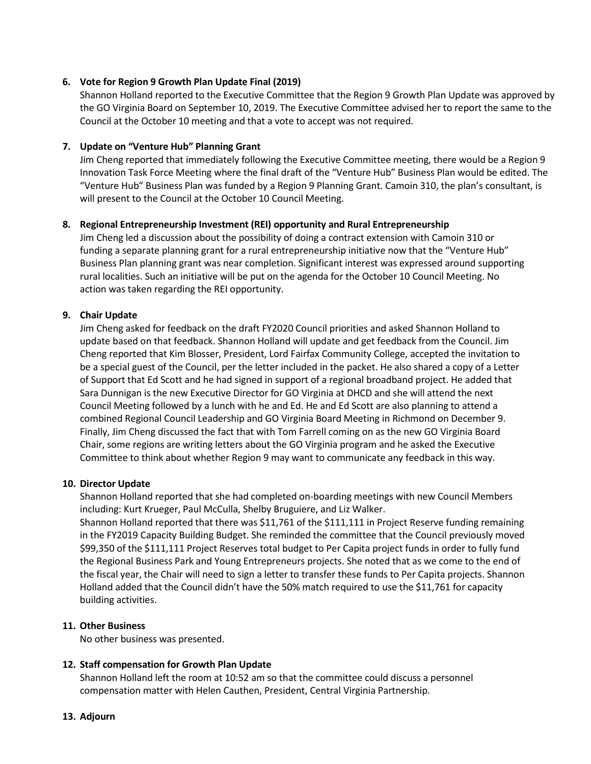**6. Vote for Region 9 Growth Plan Update Final (2019)**

Shannon Holland reported to the Executive Committee that the Region 9 Growth Plan Update was approved by the GO Virginia Board on September 10, 2019. The Executive Committee advised her to report the same to the Council at the October 10 meeting and that a vote to accept was not required.

**7. Update on "Venture Hub" Planning Grant**

Jim Cheng reported that immediately following the Executive Committee meeting, there would be a Region 9 Innovation Task Force Meeting where the final draft of the "Venture Hub" Business Plan would be edited. The "Venture Hub" Business Plan was funded by a Region 9 Planning Grant. Camoin 310, the plan's consultant, is will present to the Council at the October 10 Council Meeting.

**8. Regional Entrepreneurship Investment (REI) opportunity and Rural Entrepreneurship**

Jim Cheng led a discussion about the possibility of doing a contract extension with Camoin 310 or funding a separate planning grant for a rural entrepreneurship initiative now that the "Venture Hub" Business Plan planning grant was near completion. Significant interest was expressed around supporting rural localities. Such an initiative will be put on the agenda for the October 10 Council Meeting. No action was taken regarding the REI opportunity.

**9. Chair Update**

Jim Cheng asked for feedback on the draft FY2020 Council priorities and asked Shannon Holland to update based on that feedback. Shannon Holland will update and get feedback from the Council. Jim Cheng reported that Kim Blosser, President, Lord Fairfax Community College, accepted the invitation to be a special guest of the Council, per the letter included in the packet. He also shared a copy of a Letter of Support that Ed Scott and he had signed in support of a regional broadband project. He added that Sara Dunnigan is the new Executive Director for GO Virginia at DHCD and she will attend the next Council Meeting followed by a lunch with he and Ed. He and Ed Scott are also planning to attend a combined Regional Council Leadership and GO Virginia Board Meeting in Richmond on December 9. Finally, Jim Cheng discussed the fact that with Tom Farrell coming on as the new GO Virginia Board Chair, some regions are writing letters about the GO Virginia program and he asked the Executive Committee to think about whether Region 9 may want to communicate any feedback in this way.

**10. Director Update**

Shannon Holland reported that she had completed on-boarding meetings with new Council Members including: Kurt Krueger, Paul McCulla, Shelby Bruguiere, and Liz Walker.

Shannon Holland reported that there was $11,761 of the $111,111 in Project Reserve funding remaining in the FY2019 Capacity Building Budget. She reminded the committee that the Council previously moved $99,350 of the $111,111 Project Reserves total budget to Per Capita project funds in order to fully fund the Regional Business Park and Young Entrepreneurs projects. She noted that as we come to the end of the fiscal year, the Chair will need to sign a letter to transfer these funds to Per Capita projects. Shannon Holland added that the Council didn't have the 50% match required to use the $11,761 for capacity building activities.

**11. Other Business**

No other business was presented.

**12. Staff compensation for Growth Plan Update**

Shannon Holland left the room at 10:52 am so that the committee could discuss a personnel compensation matter with Helen Cauthen, President, Central Virginia Partnership.

**13. Adjourn**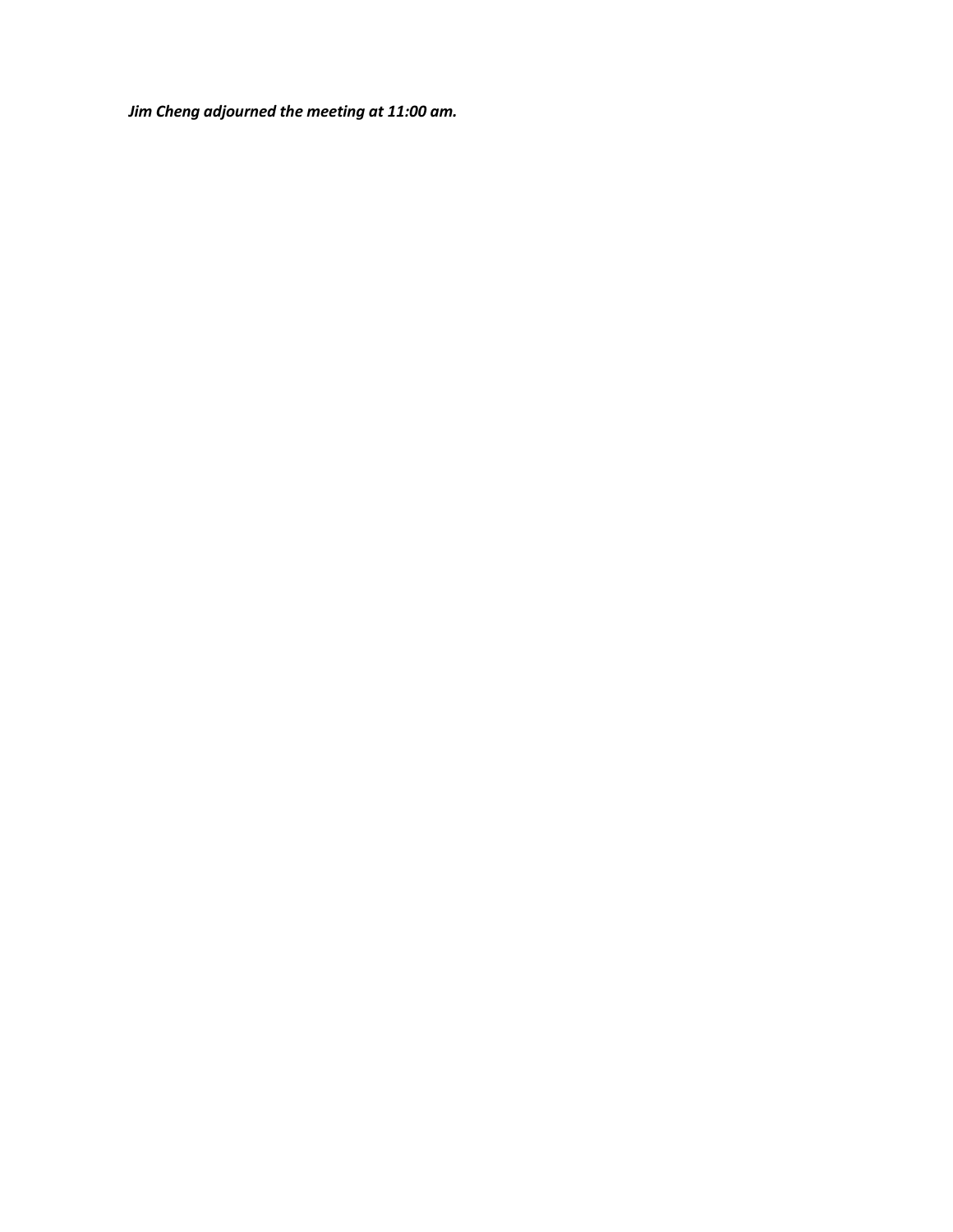***Jim Cheng adjourned the meeting at 11:00 am.***